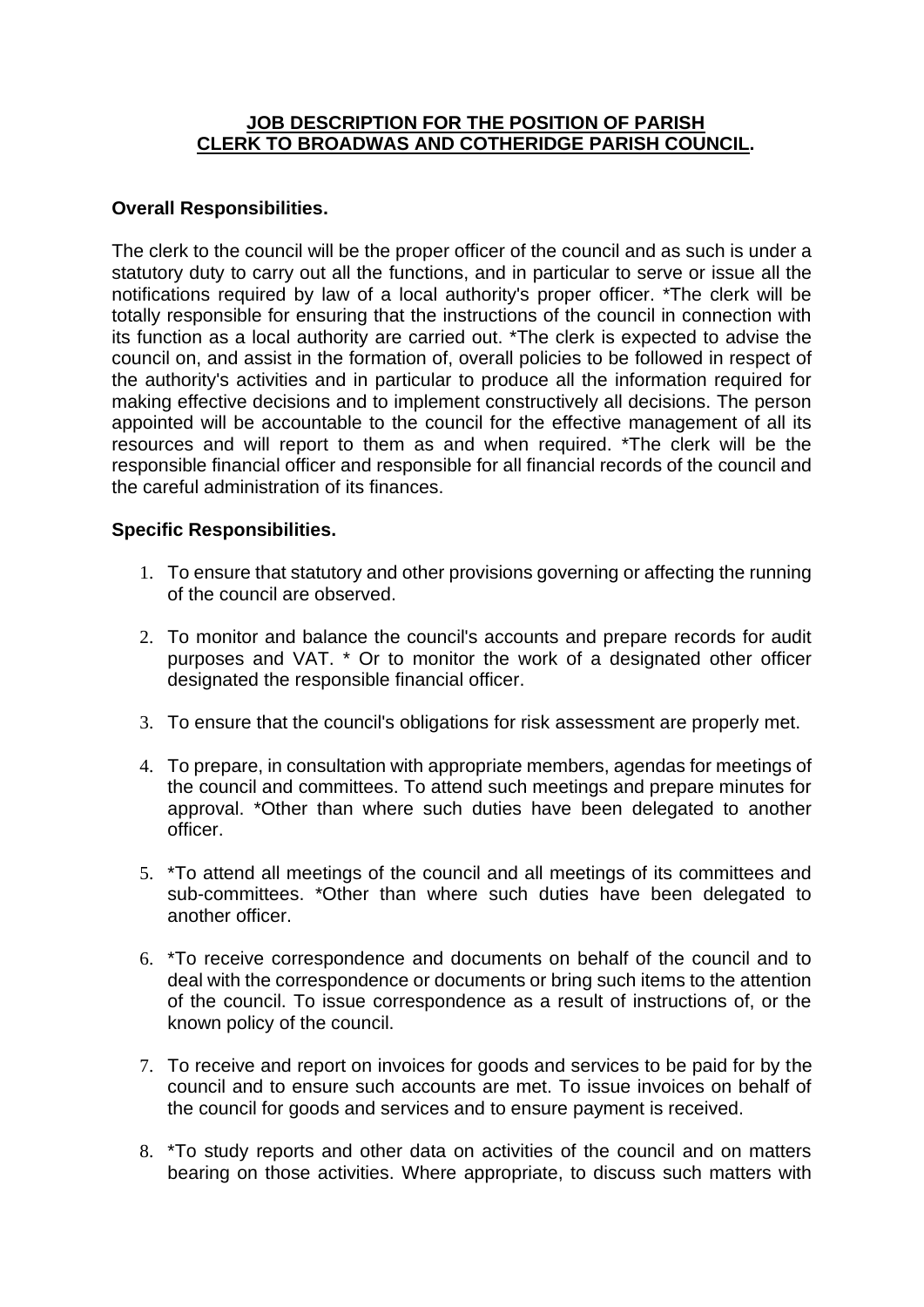**JOB DESCRIPTION FOR THE POSITION OF PARISH CLERK TO BROADWAS AND COTHERIDGE PARISH COUNCIL.**

**Overall Responsibilities.**

The clerk to the council will be the proper officer of the council and as such is under a statutory duty to carry out all the functions, and in particular to serve or issue all the notifications required by law of a local authority's proper officer. *The clerk will be totally responsible for ensuring that the instructions of the council in connection with its function as a local authority are carried out. *The clerk is expected to advise the council on, and assist in the formation of, overall policies to be followed in respect of the authority's activities and in particular to produce all the information required for making effective decisions and to implement constructively all decisions. The person appointed will be accountable to the council for the effective management of all its resources and will report to them as and when required. *The clerk will be the responsible financial officer and responsible for all financial records of the council and the careful administration of its finances.

**Specific Responsibilities.**

1. To ensure that statutory and other provisions governing or affecting the running of the council are observed.

2. To monitor and balance the council's accounts and prepare records for audit purposes and VAT. * Or to monitor the work of a designated other officer designated the responsible financial officer.

3. To ensure that the council's obligations for risk assessment are properly met.

4. To prepare, in consultation with appropriate members, agendas for meetings of the council and committees. To attend such meetings and prepare minutes for approval. *Other than where such duties have been delegated to another officer.

5. *To attend all meetings of the council and all meetings of its committees and sub-committees. *Other than where such duties have been delegated to another officer.

6. *To receive correspondence and documents on behalf of the council and to deal with the correspondence or documents or bring such items to the attention of the council. To issue correspondence as a result of instructions of, or the known policy of the council.

7. To receive and report on invoices for goods and services to be paid for by the council and to ensure such accounts are met. To issue invoices on behalf of the council for goods and services and to ensure payment is received.

8. *To study reports and other data on activities of the council and on matters bearing on those activities. Where appropriate, to discuss such matters with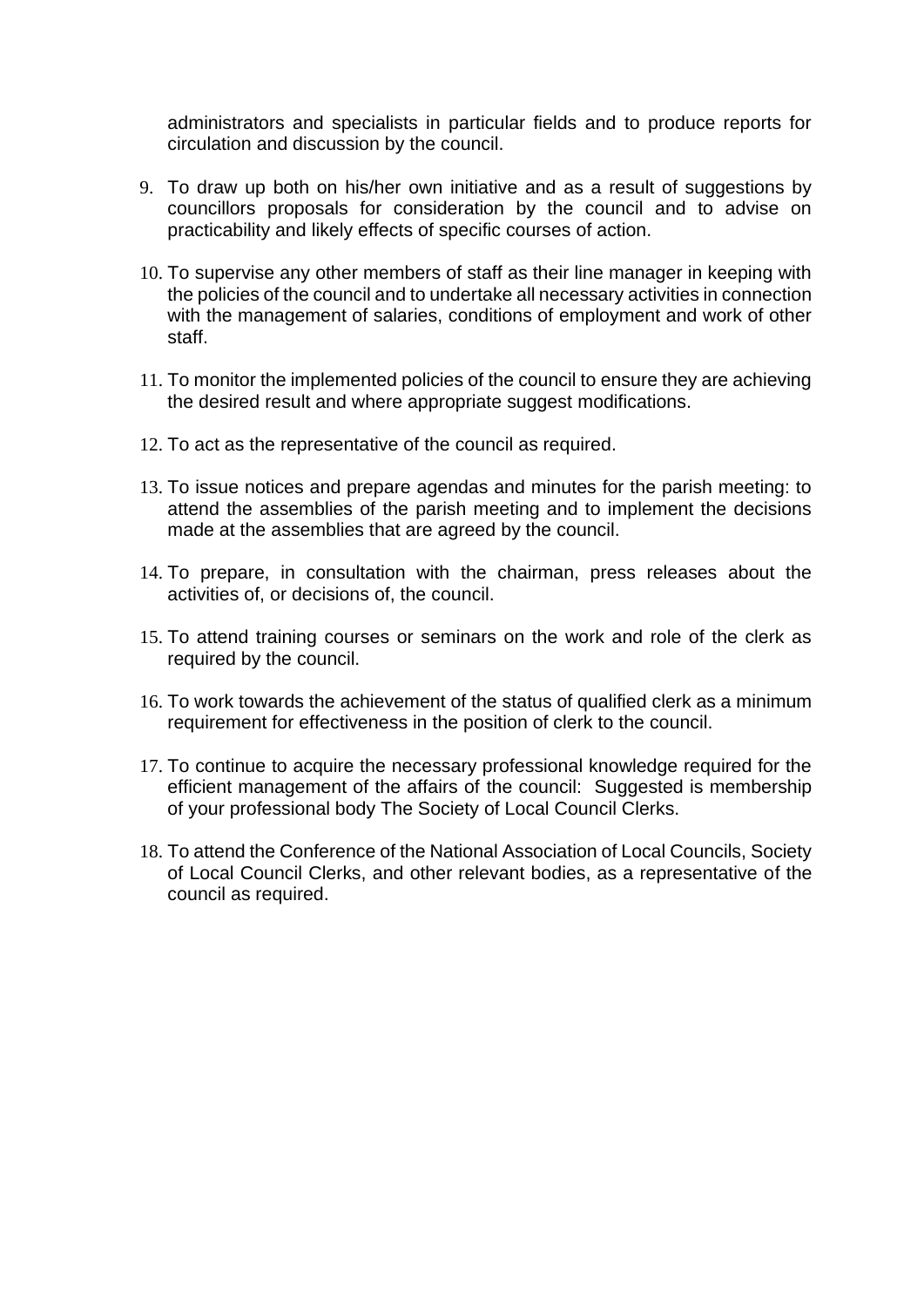administrators and specialists in particular fields and to produce reports for circulation and discussion by the council.

9. To draw up both on his/her own initiative and as a result of suggestions by councillors proposals for consideration by the council and to advise on practicability and likely effects of specific courses of action.

10. To supervise any other members of staff as their line manager in keeping with the policies of the council and to undertake all necessary activities in connection with the management of salaries, conditions of employment and work of other staff.

11. To monitor the implemented policies of the council to ensure they are achieving the desired result and where appropriate suggest modifications.

12. To act as the representative of the council as required.

13. To issue notices and prepare agendas and minutes for the parish meeting: to attend the assemblies of the parish meeting and to implement the decisions made at the assemblies that are agreed by the council.

14. To prepare, in consultation with the chairman, press releases about the activities of, or decisions of, the council.

15. To attend training courses or seminars on the work and role of the clerk as required by the council.

16. To work towards the achievement of the status of qualified clerk as a minimum requirement for effectiveness in the position of clerk to the council.

17. To continue to acquire the necessary professional knowledge required for the efficient management of the affairs of the council: Suggested is membership of your professional body The Society of Local Council Clerks.

18. To attend the Conference of the National Association of Local Councils, Society of Local Council Clerks, and other relevant bodies, as a representative of the council as required.